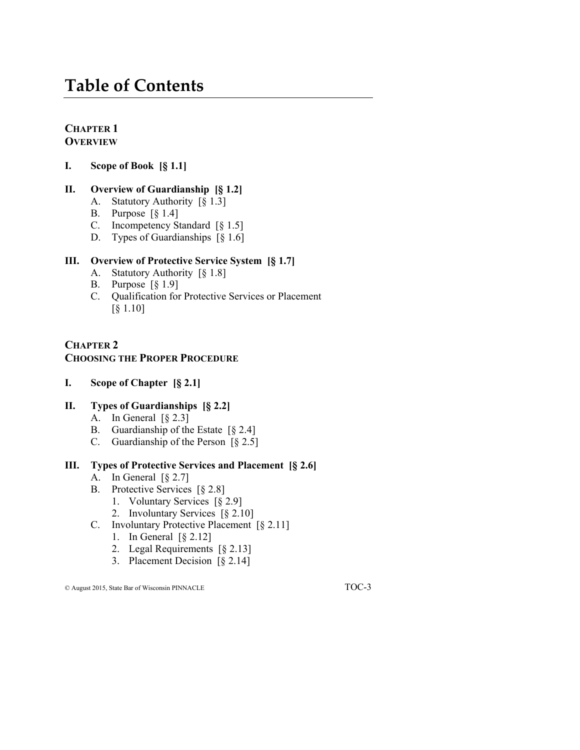# Table of Contents

## CHAPTER 1
## OVERVIEW

**I. Scope of Book [§ 1.1]**

**II. Overview of Guardianship [§ 1.2]**
- A. Statutory Authority [§ 1.3]
- B. Purpose [§ 1.4]
- C. Incompetency Standard [§ 1.5]
- D. Types of Guardianships [§ 1.6]

**III. Overview of Protective Service System [§ 1.7]**
- A. Statutory Authority [§ 1.8]
- B. Purpose [§ 1.9]
- C. Qualification for Protective Services or Placement [§ 1.10]

## CHAPTER 2
## CHOOSING THE PROPER PROCEDURE

**I. Scope of Chapter [§ 2.1]**

**II. Types of Guardianships [§ 2.2]**
- A. In General [§ 2.3]
- B. Guardianship of the Estate [§ 2.4]
- C. Guardianship of the Person [§ 2.5]

**III. Types of Protective Services and Placement [§ 2.6]**
- A. In General [§ 2.7]
- B. Protective Services [§ 2.8]
  1. Voluntary Services [§ 2.9]
  2. Involuntary Services [§ 2.10]
- C. Involuntary Protective Placement [§ 2.11]
  1. In General [§ 2.12]
  2. Legal Requirements [§ 2.13]
  3. Placement Decision [§ 2.14]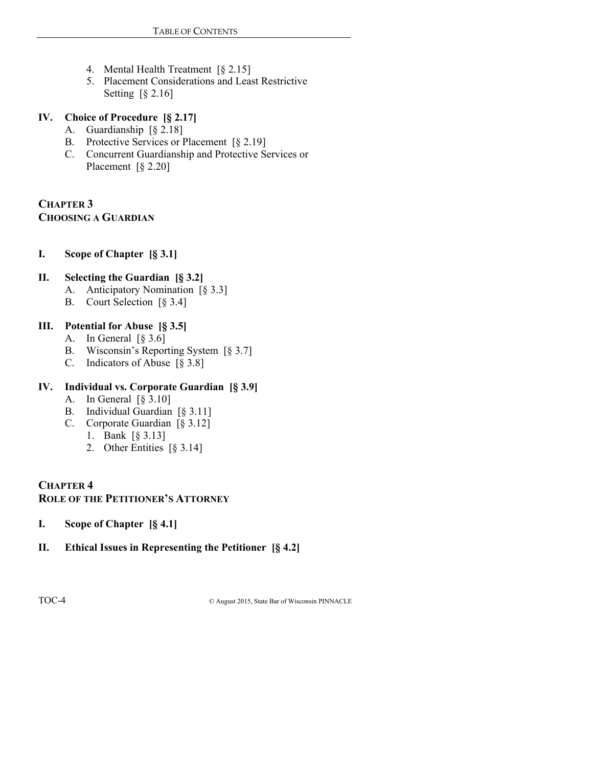4. Mental Health Treatment [§ 2.15]
5. Placement Considerations and Least Restrictive Setting [§ 2.16]

**IV. Choice of Procedure [§ 2.17]**

A. Guardianship [§ 2.18]
B. Protective Services or Placement [§ 2.19]
C. Concurrent Guardianship and Protective Services or Placement [§ 2.20]

## CHAPTER 3
## CHOOSING A GUARDIAN

**I. Scope of Chapter [§ 3.1]**

**II. Selecting the Guardian [§ 3.2]**

A. Anticipatory Nomination [§ 3.3]
B. Court Selection [§ 3.4]

**III. Potential for Abuse [§ 3.5]**

A. In General [§ 3.6]
B. Wisconsin's Reporting System [§ 3.7]
C. Indicators of Abuse [§ 3.8]

**IV. Individual vs. Corporate Guardian [§ 3.9]**

A. In General [§ 3.10]
B. Individual Guardian [§ 3.11]
C. Corporate Guardian [§ 3.12]
   1. Bank [§ 3.13]
   2. Other Entities [§ 3.14]

## CHAPTER 4
## ROLE OF THE PETITIONER'S ATTORNEY

**I. Scope of Chapter [§ 4.1]**

**II. Ethical Issues in Representing the Petitioner [§ 4.2]**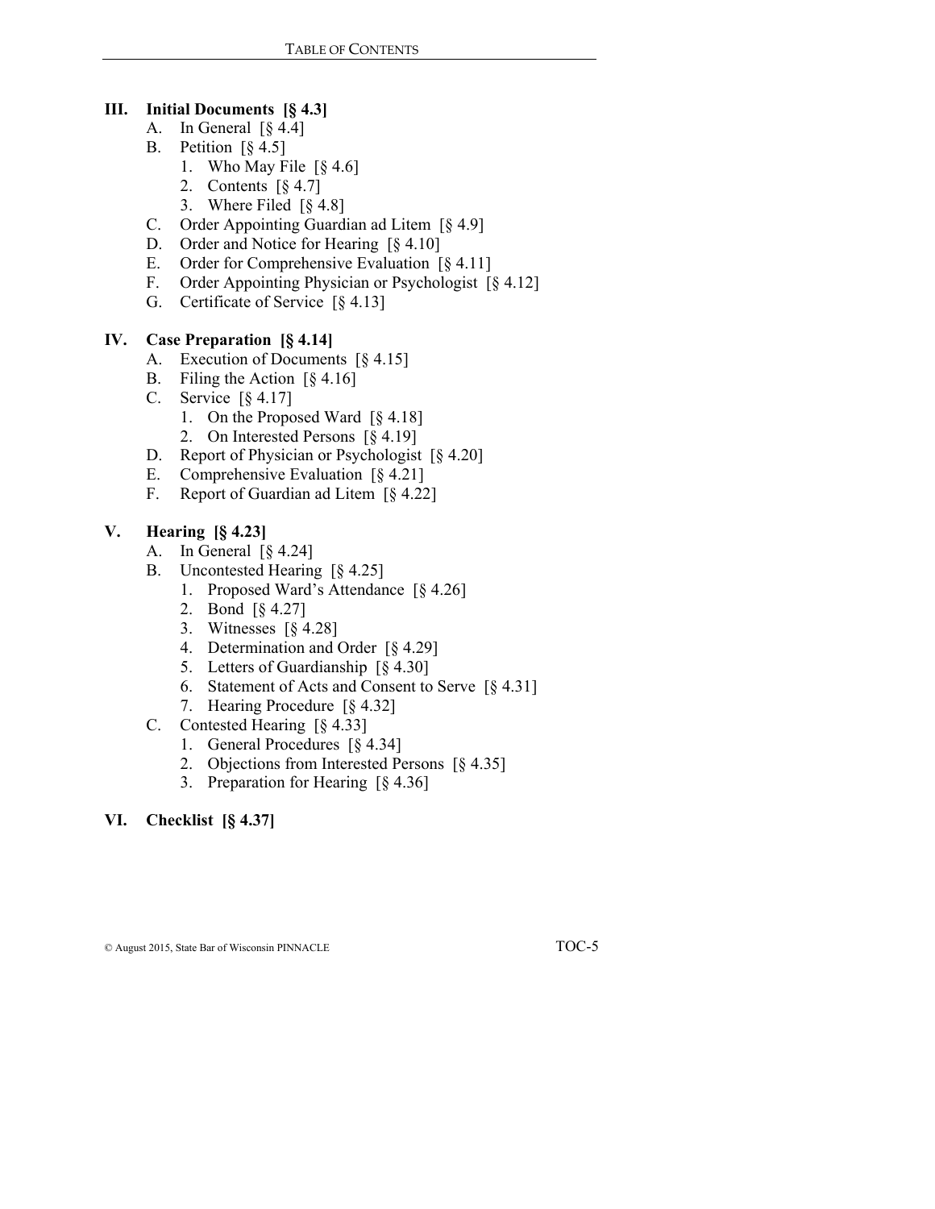**III. Initial Documents [§ 4.3]**

- A. In General [§ 4.4]
- B. Petition [§ 4.5]
  - 1. Who May File [§ 4.6]
  - 2. Contents [§ 4.7]
  - 3. Where Filed [§ 4.8]
- C. Order Appointing Guardian ad Litem [§ 4.9]
- D. Order and Notice for Hearing [§ 4.10]
- E. Order for Comprehensive Evaluation [§ 4.11]
- F. Order Appointing Physician or Psychologist [§ 4.12]
- G. Certificate of Service [§ 4.13]

**IV. Case Preparation [§ 4.14]**

- A. Execution of Documents [§ 4.15]
- B. Filing the Action [§ 4.16]
- C. Service [§ 4.17]
  - 1. On the Proposed Ward [§ 4.18]
  - 2. On Interested Persons [§ 4.19]
- D. Report of Physician or Psychologist [§ 4.20]
- E. Comprehensive Evaluation [§ 4.21]
- F. Report of Guardian ad Litem [§ 4.22]

**V. Hearing [§ 4.23]**

- A. In General [§ 4.24]
- B. Uncontested Hearing [§ 4.25]
  - 1. Proposed Ward's Attendance [§ 4.26]
  - 2. Bond [§ 4.27]
  - 3. Witnesses [§ 4.28]
  - 4. Determination and Order [§ 4.29]
  - 5. Letters of Guardianship [§ 4.30]
  - 6. Statement of Acts and Consent to Serve [§ 4.31]
  - 7. Hearing Procedure [§ 4.32]
- C. Contested Hearing [§ 4.33]
  - 1. General Procedures [§ 4.34]
  - 2. Objections from Interested Persons [§ 4.35]
  - 3. Preparation for Hearing [§ 4.36]

**VI. Checklist [§ 4.37]**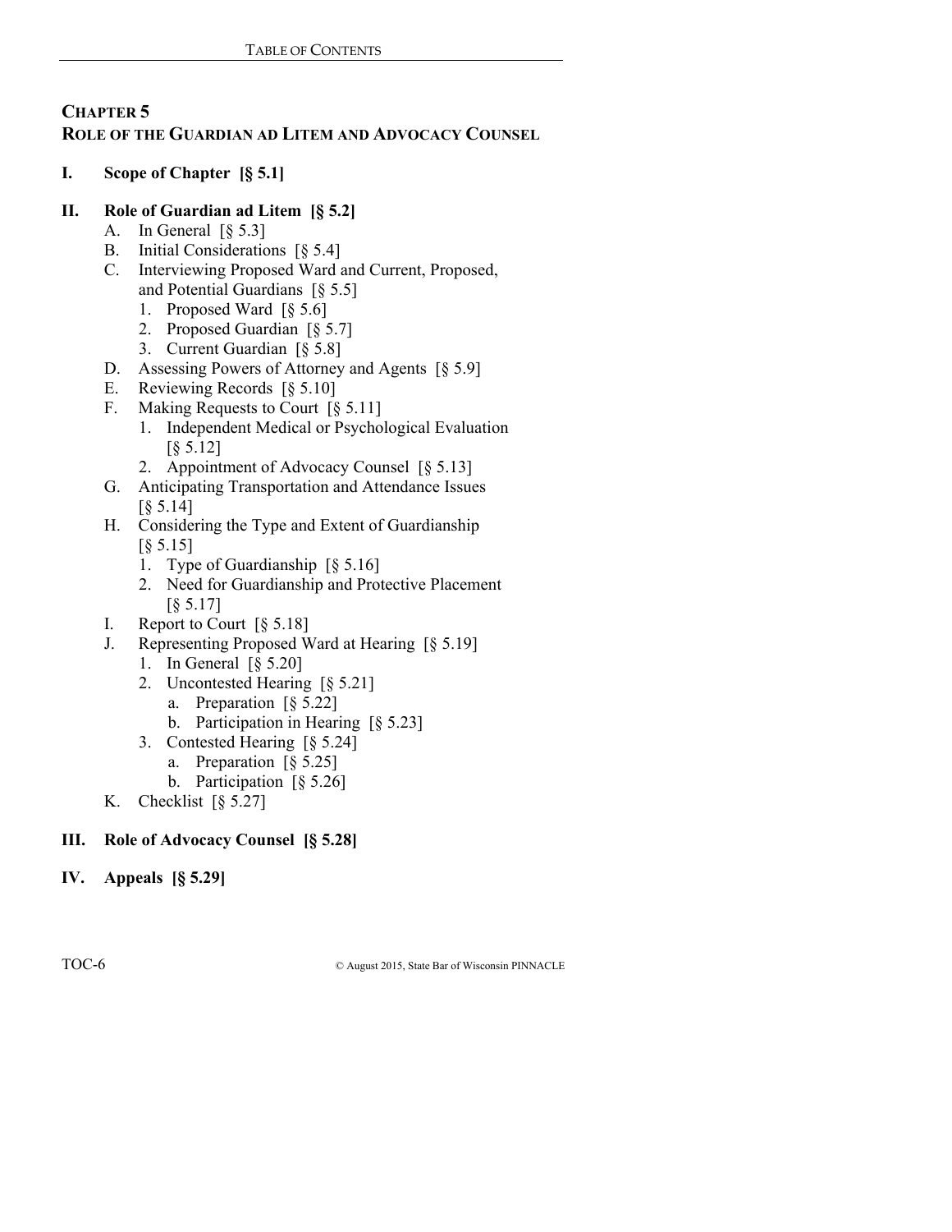# CHAPTER 5
## ROLE OF THE GUARDIAN AD LITEM AND ADVOCACY COUNSEL

**I. Scope of Chapter [§ 5.1]**

**II. Role of Guardian ad Litem [§ 5.2]**

- A. In General [§ 5.3]
- B. Initial Considerations [§ 5.4]
- C. Interviewing Proposed Ward and Current, Proposed, and Potential Guardians [§ 5.5]
  1. Proposed Ward [§ 5.6]
  2. Proposed Guardian [§ 5.7]
  3. Current Guardian [§ 5.8]
- D. Assessing Powers of Attorney and Agents [§ 5.9]
- E. Reviewing Records [§ 5.10]
- F. Making Requests to Court [§ 5.11]
  1. Independent Medical or Psychological Evaluation [§ 5.12]
  2. Appointment of Advocacy Counsel [§ 5.13]
- G. Anticipating Transportation and Attendance Issues [§ 5.14]
- H. Considering the Type and Extent of Guardianship [§ 5.15]
  1. Type of Guardianship [§ 5.16]
  2. Need for Guardianship and Protective Placement [§ 5.17]
- I. Report to Court [§ 5.18]
- J. Representing Proposed Ward at Hearing [§ 5.19]
  1. In General [§ 5.20]
  2. Uncontested Hearing [§ 5.21]
     - a. Preparation [§ 5.22]
     - b. Participation in Hearing [§ 5.23]
  3. Contested Hearing [§ 5.24]
     - a. Preparation [§ 5.25]
     - b. Participation [§ 5.26]
- K. Checklist [§ 5.27]

**III. Role of Advocacy Counsel [§ 5.28]**

**IV. Appeals [§ 5.29]**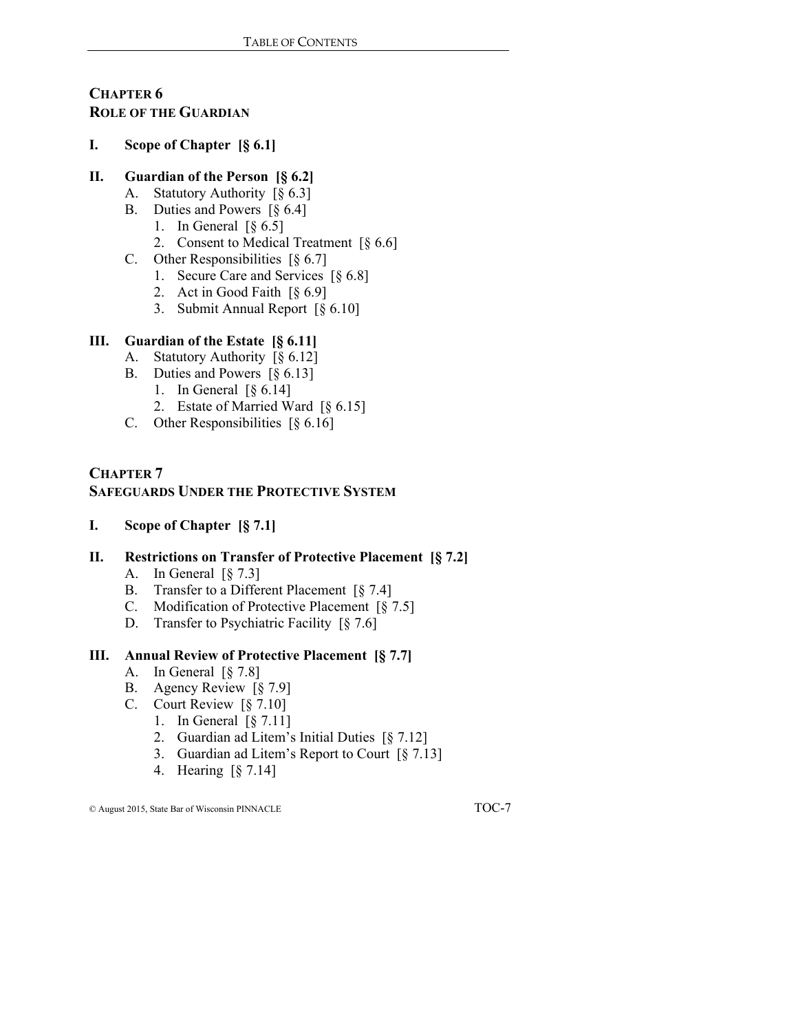## CHAPTER 6
## ROLE OF THE GUARDIAN

**I. Scope of Chapter [§ 6.1]**

**II. Guardian of the Person [§ 6.2]**

- A. Statutory Authority [§ 6.3]
- B. Duties and Powers [§ 6.4]
  - 1. In General [§ 6.5]
  - 2. Consent to Medical Treatment [§ 6.6]
- C. Other Responsibilities [§ 6.7]
  - 1. Secure Care and Services [§ 6.8]
  - 2. Act in Good Faith [§ 6.9]
  - 3. Submit Annual Report [§ 6.10]

**III. Guardian of the Estate [§ 6.11]**

- A. Statutory Authority [§ 6.12]
- B. Duties and Powers [§ 6.13]
  - 1. In General [§ 6.14]
  - 2. Estate of Married Ward [§ 6.15]
- C. Other Responsibilities [§ 6.16]

## CHAPTER 7
## SAFEGUARDS UNDER THE PROTECTIVE SYSTEM

**I. Scope of Chapter [§ 7.1]**

**II. Restrictions on Transfer of Protective Placement [§ 7.2]**

- A. In General [§ 7.3]
- B. Transfer to a Different Placement [§ 7.4]
- C. Modification of Protective Placement [§ 7.5]
- D. Transfer to Psychiatric Facility [§ 7.6]

**III. Annual Review of Protective Placement [§ 7.7]**

- A. In General [§ 7.8]
- B. Agency Review [§ 7.9]
- C. Court Review [§ 7.10]
  - 1. In General [§ 7.11]
  - 2. Guardian ad Litem's Initial Duties [§ 7.12]
  - 3. Guardian ad Litem's Report to Court [§ 7.13]
  - 4. Hearing [§ 7.14]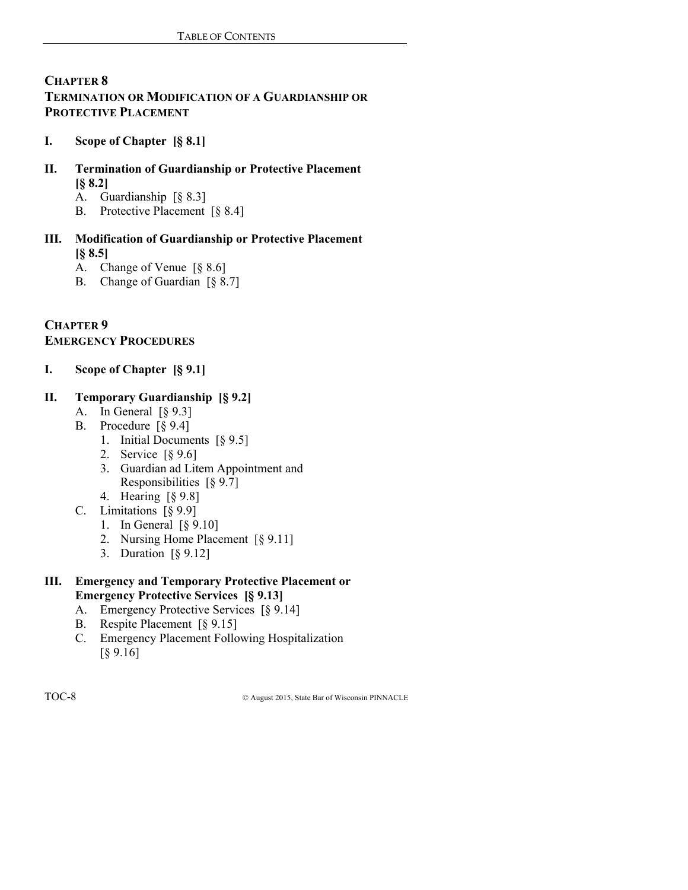## CHAPTER 8
## TERMINATION OR MODIFICATION OF A GUARDIANSHIP OR PROTECTIVE PLACEMENT

**I. Scope of Chapter [§ 8.1]**

**II. Termination of Guardianship or Protective Placement [§ 8.2]**
- A. Guardianship [§ 8.3]
- B. Protective Placement [§ 8.4]

**III. Modification of Guardianship or Protective Placement [§ 8.5]**
- A. Change of Venue [§ 8.6]
- B. Change of Guardian [§ 8.7]

## CHAPTER 9
## EMERGENCY PROCEDURES

**I. Scope of Chapter [§ 9.1]**

**II. Temporary Guardianship [§ 9.2]**
- A. In General [§ 9.3]
- B. Procedure [§ 9.4]
  1. Initial Documents [§ 9.5]
  2. Service [§ 9.6]
  3. Guardian ad Litem Appointment and Responsibilities [§ 9.7]
  4. Hearing [§ 9.8]
- C. Limitations [§ 9.9]
  1. In General [§ 9.10]
  2. Nursing Home Placement [§ 9.11]
  3. Duration [§ 9.12]

**III. Emergency and Temporary Protective Placement or Emergency Protective Services [§ 9.13]**
- A. Emergency Protective Services [§ 9.14]
- B. Respite Placement [§ 9.15]
- C. Emergency Placement Following Hospitalization [§ 9.16]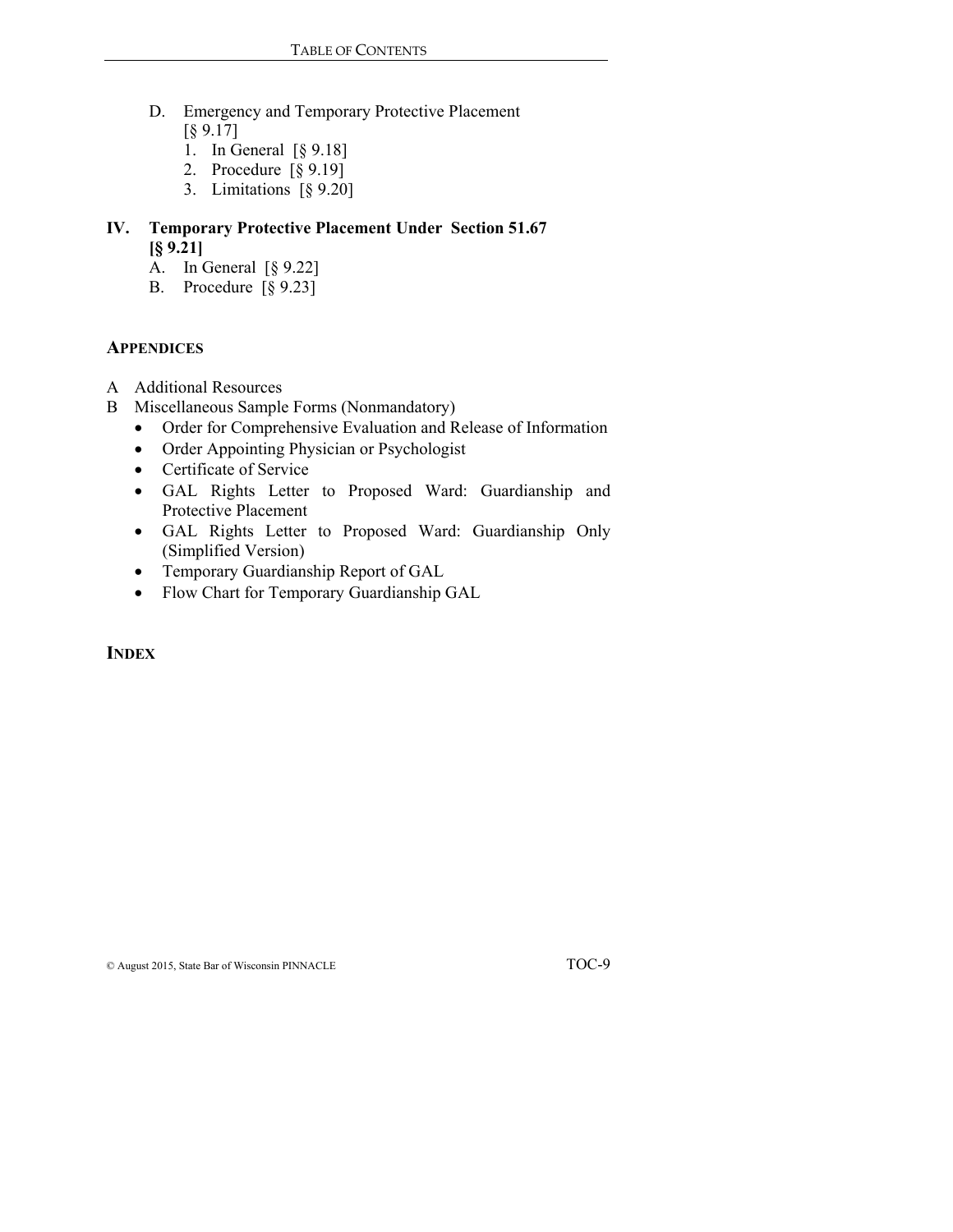- D. Emergency and Temporary Protective Placement [§ 9.17]
  1. In General [§ 9.18]
  2. Procedure [§ 9.19]
  3. Limitations [§ 9.20]

**IV. Temporary Protective Placement Under Section 51.67 [§ 9.21]**

- A. In General [§ 9.22]
- B. Procedure [§ 9.23]

## APPENDICES

A Additional Resources

B Miscellaneous Sample Forms (Nonmandatory)

- Order for Comprehensive Evaluation and Release of Information
- Order Appointing Physician or Psychologist
- Certificate of Service
- GAL Rights Letter to Proposed Ward: Guardianship and Protective Placement
- GAL Rights Letter to Proposed Ward: Guardianship Only (Simplified Version)
- Temporary Guardianship Report of GAL
- Flow Chart for Temporary Guardianship GAL

## INDEX